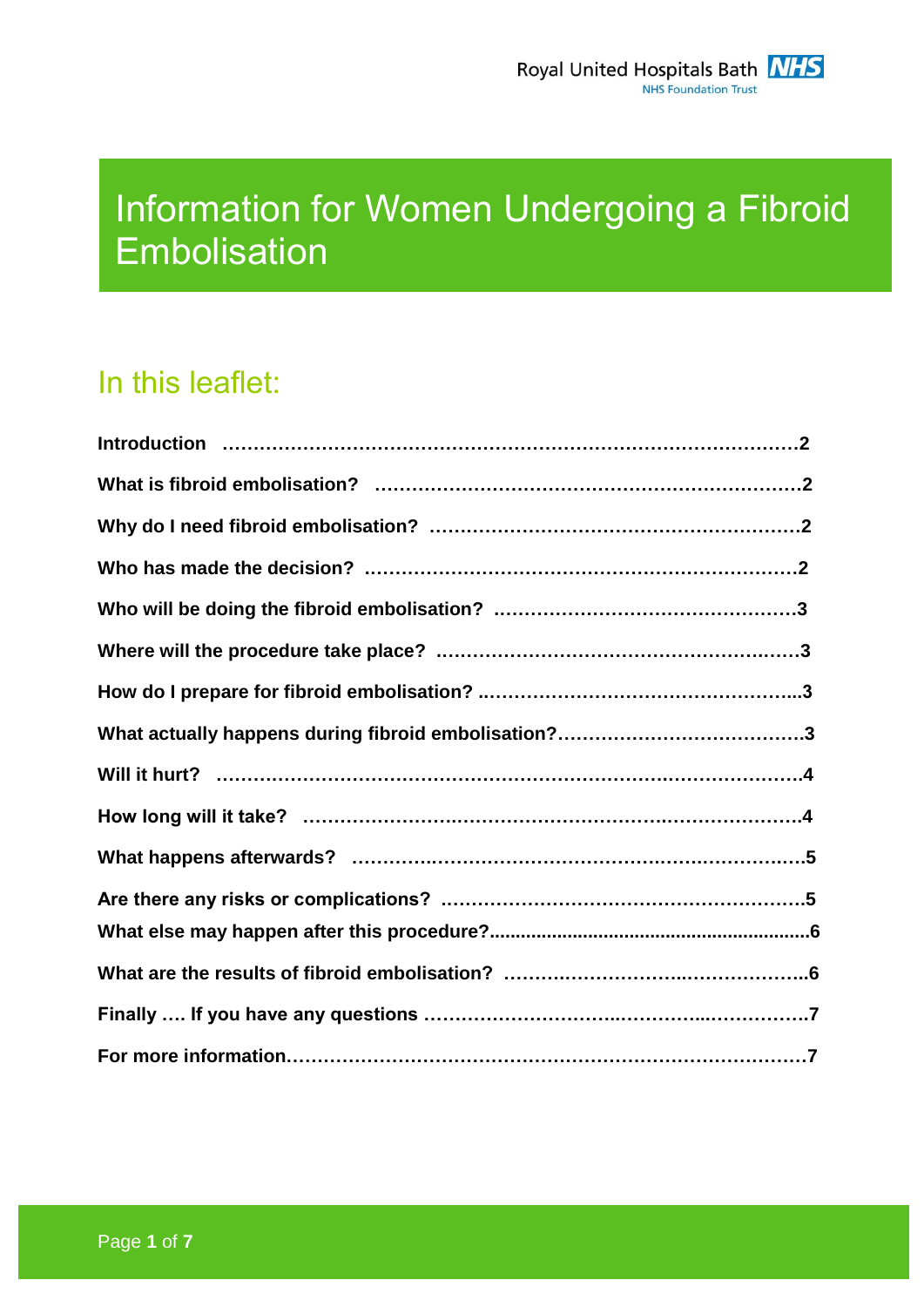Royal United Hospitals Bath NHS Foundation Trust

# Information for Women Undergoing a Fibroid Embolisation

## In this leaflet:

**Introduction …………………………………………………………………………2**

**What is fibroid embolisation? ……………………………………………………………2**

**Why do I need fibroid embolisation? ……………………………………………………2**

**Who has made the decision? ……………………………………………………………2**

**Who will be doing the fibroid embolisation? ……………………………………………3**

**Where will the procedure take place? …………………………………………………3**

**How do I prepare for fibroid embolisation? ……………………………………………...3**

**What actually happens during fibroid embolisation?…………………………………3**

**Will it hurt? ……………………………………………………………………………4**

**How long will it take? …………………………………………………………………4**

**What happens afterwards? ……………………………………………………………5**

**Are there any risks or complications? ………………………………………………5**

**What else may happen after this procedure?............................................................6**

**What are the results of fibroid embolisation? ………………………………………..6**

**Finally …. If you have any questions …………………………………………………7**

**For more information…………………………………………………………………7**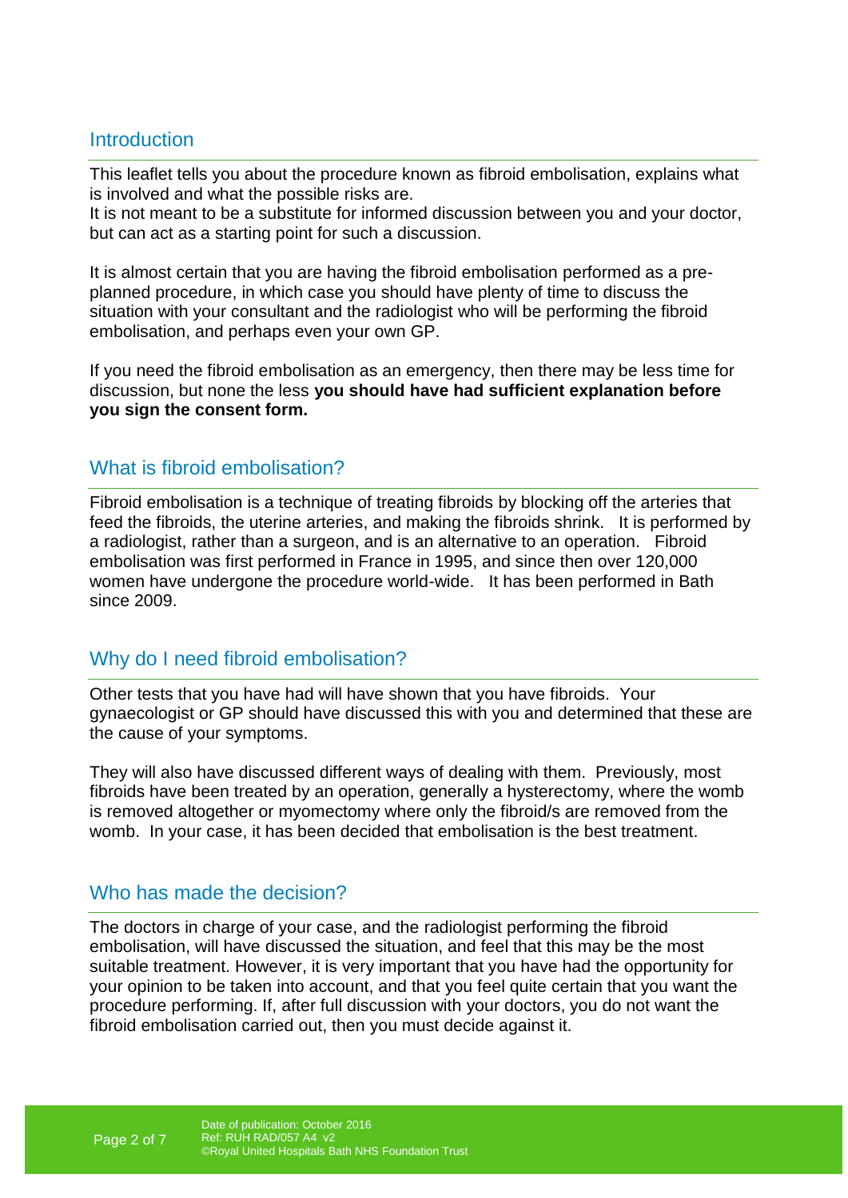## Introduction

This leaflet tells you about the procedure known as fibroid embolisation, explains what is involved and what the possible risks are.
It is not meant to be a substitute for informed discussion between you and your doctor, but can act as a starting point for such a discussion.

It is almost certain that you are having the fibroid embolisation performed as a pre-planned procedure, in which case you should have plenty of time to discuss the situation with your consultant and the radiologist who will be performing the fibroid embolisation, and perhaps even your own GP.

If you need the fibroid embolisation as an emergency, then there may be less time for discussion, but none the less **you should have had sufficient explanation before you sign the consent form.**

## What is fibroid embolisation?

Fibroid embolisation is a technique of treating fibroids by blocking off the arteries that feed the fibroids, the uterine arteries, and making the fibroids shrink. It is performed by a radiologist, rather than a surgeon, and is an alternative to an operation. Fibroid embolisation was first performed in France in 1995, and since then over 120,000 women have undergone the procedure world-wide. It has been performed in Bath since 2009.

## Why do I need fibroid embolisation?

Other tests that you have had will have shown that you have fibroids. Your gynaecologist or GP should have discussed this with you and determined that these are the cause of your symptoms.

They will also have discussed different ways of dealing with them. Previously, most fibroids have been treated by an operation, generally a hysterectomy, where the womb is removed altogether or myomectomy where only the fibroid/s are removed from the womb. In your case, it has been decided that embolisation is the best treatment.

## Who has made the decision?

The doctors in charge of your case, and the radiologist performing the fibroid embolisation, will have discussed the situation, and feel that this may be the most suitable treatment. However, it is very important that you have had the opportunity for your opinion to be taken into account, and that you feel quite certain that you want the procedure performing. If, after full discussion with your doctors, you do not want the fibroid embolisation carried out, then you must decide against it.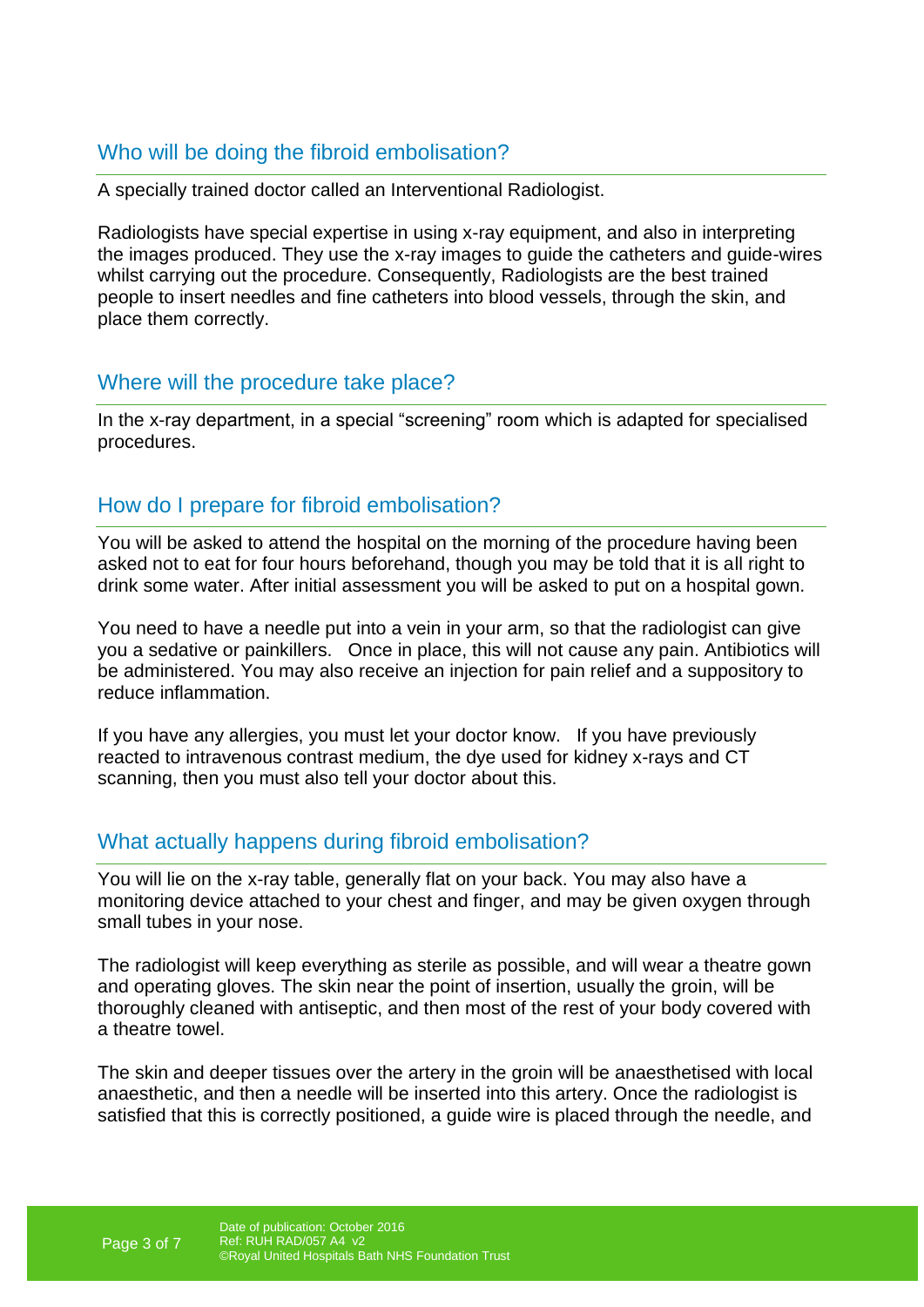## Who will be doing the fibroid embolisation?

A specially trained doctor called an Interventional Radiologist.

Radiologists have special expertise in using x-ray equipment, and also in interpreting the images produced. They use the x-ray images to guide the catheters and guide-wires whilst carrying out the procedure. Consequently, Radiologists are the best trained people to insert needles and fine catheters into blood vessels, through the skin, and place them correctly.

## Where will the procedure take place?

In the x-ray department, in a special "screening" room which is adapted for specialised procedures.

## How do I prepare for fibroid embolisation?

You will be asked to attend the hospital on the morning of the procedure having been asked not to eat for four hours beforehand, though you may be told that it is all right to drink some water. After initial assessment you will be asked to put on a hospital gown.

You need to have a needle put into a vein in your arm, so that the radiologist can give you a sedative or painkillers. Once in place, this will not cause any pain. Antibiotics will be administered. You may also receive an injection for pain relief and a suppository to reduce inflammation.

If you have any allergies, you must let your doctor know. If you have previously reacted to intravenous contrast medium, the dye used for kidney x-rays and CT scanning, then you must also tell your doctor about this.

## What actually happens during fibroid embolisation?

You will lie on the x-ray table, generally flat on your back. You may also have a monitoring device attached to your chest and finger, and may be given oxygen through small tubes in your nose.

The radiologist will keep everything as sterile as possible, and will wear a theatre gown and operating gloves. The skin near the point of insertion, usually the groin, will be thoroughly cleaned with antiseptic, and then most of the rest of your body covered with a theatre towel.

The skin and deeper tissues over the artery in the groin will be anaesthetised with local anaesthetic, and then a needle will be inserted into this artery. Once the radiologist is satisfied that this is correctly positioned, a guide wire is placed through the needle, and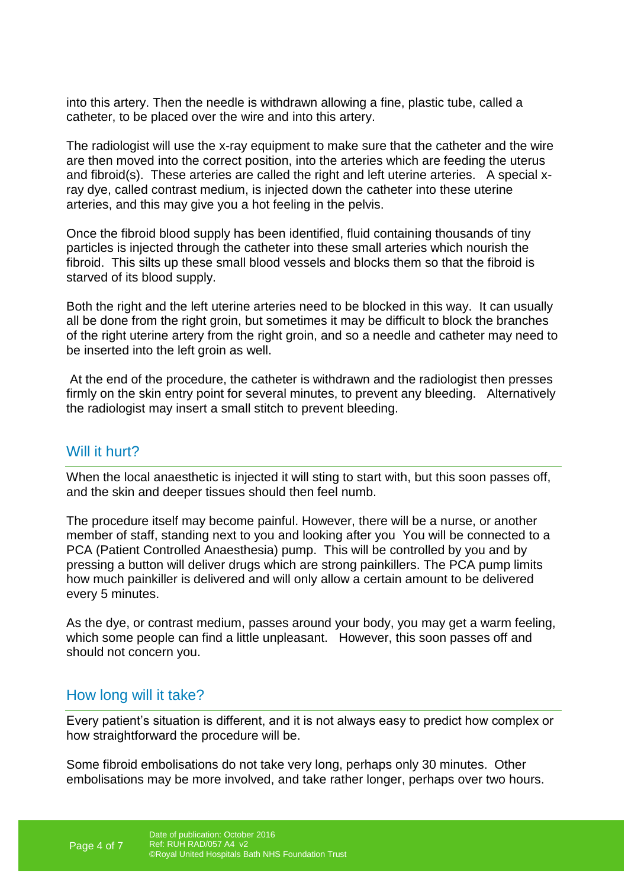into this artery. Then the needle is withdrawn allowing a fine, plastic tube, called a catheter, to be placed over the wire and into this artery.

The radiologist will use the x-ray equipment to make sure that the catheter and the wire are then moved into the correct position, into the arteries which are feeding the uterus and fibroid(s). These arteries are called the right and left uterine arteries. A special x-ray dye, called contrast medium, is injected down the catheter into these uterine arteries, and this may give you a hot feeling in the pelvis.

Once the fibroid blood supply has been identified, fluid containing thousands of tiny particles is injected through the catheter into these small arteries which nourish the fibroid. This silts up these small blood vessels and blocks them so that the fibroid is starved of its blood supply.

Both the right and the left uterine arteries need to be blocked in this way. It can usually all be done from the right groin, but sometimes it may be difficult to block the branches of the right uterine artery from the right groin, and so a needle and catheter may need to be inserted into the left groin as well.

At the end of the procedure, the catheter is withdrawn and the radiologist then presses firmly on the skin entry point for several minutes, to prevent any bleeding. Alternatively the radiologist may insert a small stitch to prevent bleeding.

## Will it hurt?

When the local anaesthetic is injected it will sting to start with, but this soon passes off, and the skin and deeper tissues should then feel numb.

The procedure itself may become painful. However, there will be a nurse, or another member of staff, standing next to you and looking after you You will be connected to a PCA (Patient Controlled Anaesthesia) pump. This will be controlled by you and by pressing a button will deliver drugs which are strong painkillers. The PCA pump limits how much painkiller is delivered and will only allow a certain amount to be delivered every 5 minutes.

As the dye, or contrast medium, passes around your body, you may get a warm feeling, which some people can find a little unpleasant. However, this soon passes off and should not concern you.

## How long will it take?

Every patient's situation is different, and it is not always easy to predict how complex or how straightforward the procedure will be.

Some fibroid embolisations do not take very long, perhaps only 30 minutes. Other embolisations may be more involved, and take rather longer, perhaps over two hours.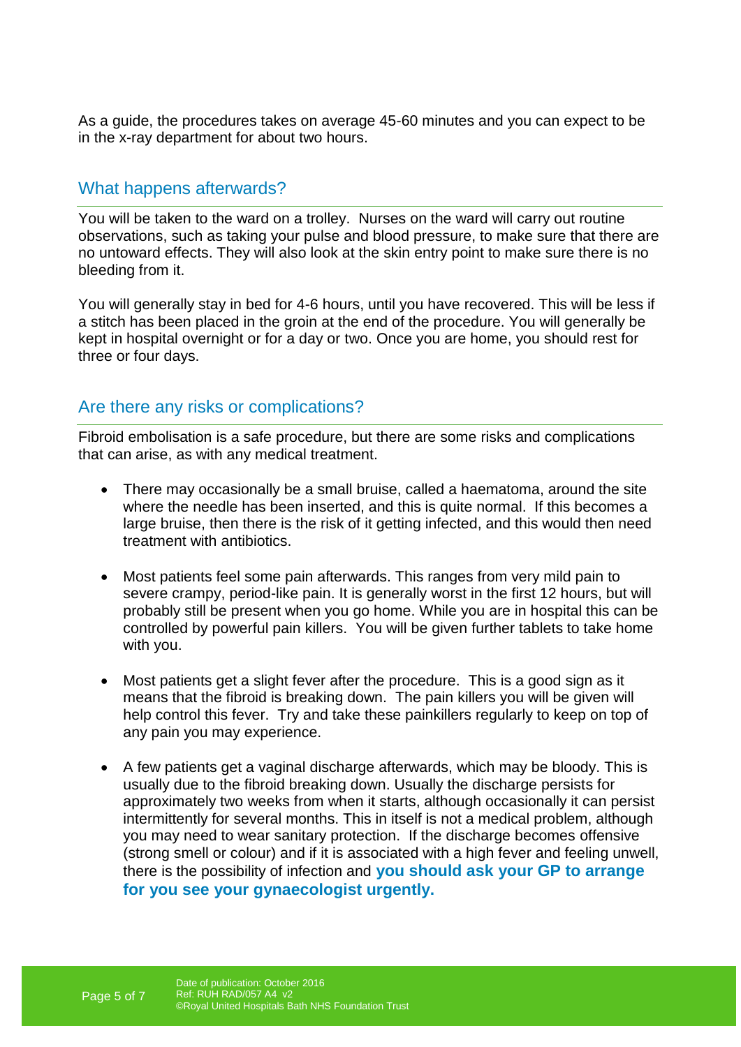As a guide, the procedures takes on average 45-60 minutes and you can expect to be in the x-ray department for about two hours.

## What happens afterwards?

You will be taken to the ward on a trolley. Nurses on the ward will carry out routine observations, such as taking your pulse and blood pressure, to make sure that there are no untoward effects. They will also look at the skin entry point to make sure there is no bleeding from it.

You will generally stay in bed for 4-6 hours, until you have recovered. This will be less if a stitch has been placed in the groin at the end of the procedure. You will generally be kept in hospital overnight or for a day or two. Once you are home, you should rest for three or four days.

## Are there any risks or complications?

Fibroid embolisation is a safe procedure, but there are some risks and complications that can arise, as with any medical treatment.

- There may occasionally be a small bruise, called a haematoma, around the site where the needle has been inserted, and this is quite normal. If this becomes a large bruise, then there is the risk of it getting infected, and this would then need treatment with antibiotics.

- Most patients feel some pain afterwards. This ranges from very mild pain to severe crampy, period-like pain. It is generally worst in the first 12 hours, but will probably still be present when you go home. While you are in hospital this can be controlled by powerful pain killers. You will be given further tablets to take home with you.

- Most patients get a slight fever after the procedure. This is a good sign as it means that the fibroid is breaking down. The pain killers you will be given will help control this fever. Try and take these painkillers regularly to keep on top of any pain you may experience.

- A few patients get a vaginal discharge afterwards, which may be bloody. This is usually due to the fibroid breaking down. Usually the discharge persists for approximately two weeks from when it starts, although occasionally it can persist intermittently for several months. This in itself is not a medical problem, although you may need to wear sanitary protection. If the discharge becomes offensive (strong smell or colour) and if it is associated with a high fever and feeling unwell, there is the possibility of infection and **you should ask your GP to arrange for you see your gynaecologist urgently.**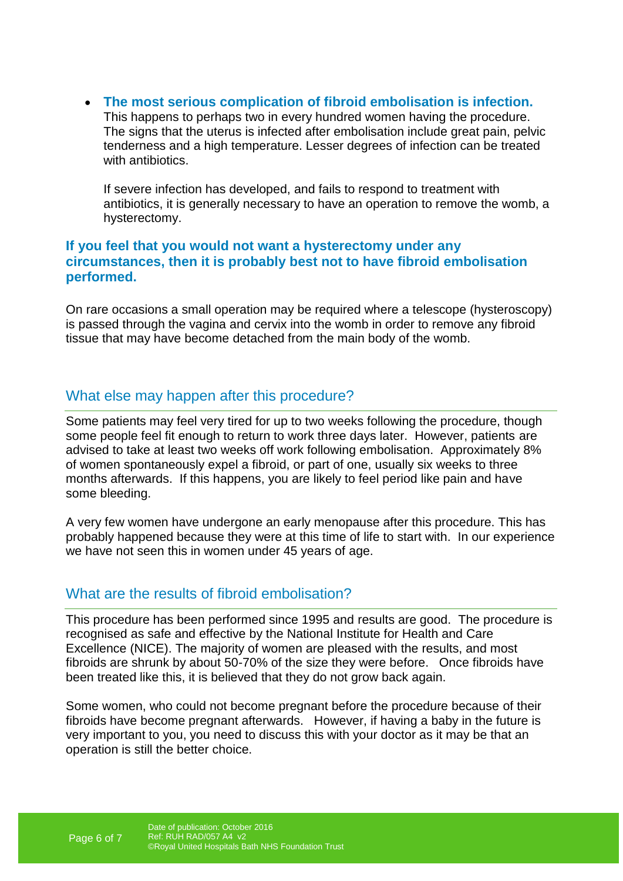- **The most serious complication of fibroid embolisation is infection.** This happens to perhaps two in every hundred women having the procedure. The signs that the uterus is infected after embolisation include great pain, pelvic tenderness and a high temperature. Lesser degrees of infection can be treated with antibiotics.

  If severe infection has developed, and fails to respond to treatment with antibiotics, it is generally necessary to have an operation to remove the womb, a hysterectomy.

**If you feel that you would not want a hysterectomy under any circumstances, then it is probably best not to have fibroid embolisation performed.**

On rare occasions a small operation may be required where a telescope (hysteroscopy) is passed through the vagina and cervix into the womb in order to remove any fibroid tissue that may have become detached from the main body of the womb.

## What else may happen after this procedure?

Some patients may feel very tired for up to two weeks following the procedure, though some people feel fit enough to return to work three days later. However, patients are advised to take at least two weeks off work following embolisation. Approximately 8% of women spontaneously expel a fibroid, or part of one, usually six weeks to three months afterwards. If this happens, you are likely to feel period like pain and have some bleeding.

A very few women have undergone an early menopause after this procedure. This has probably happened because they were at this time of life to start with. In our experience we have not seen this in women under 45 years of age.

## What are the results of fibroid embolisation?

This procedure has been performed since 1995 and results are good. The procedure is recognised as safe and effective by the National Institute for Health and Care Excellence (NICE). The majority of women are pleased with the results, and most fibroids are shrunk by about 50-70% of the size they were before. Once fibroids have been treated like this, it is believed that they do not grow back again.

Some women, who could not become pregnant before the procedure because of their fibroids have become pregnant afterwards. However, if having a baby in the future is very important to you, you need to discuss this with your doctor as it may be that an operation is still the better choice.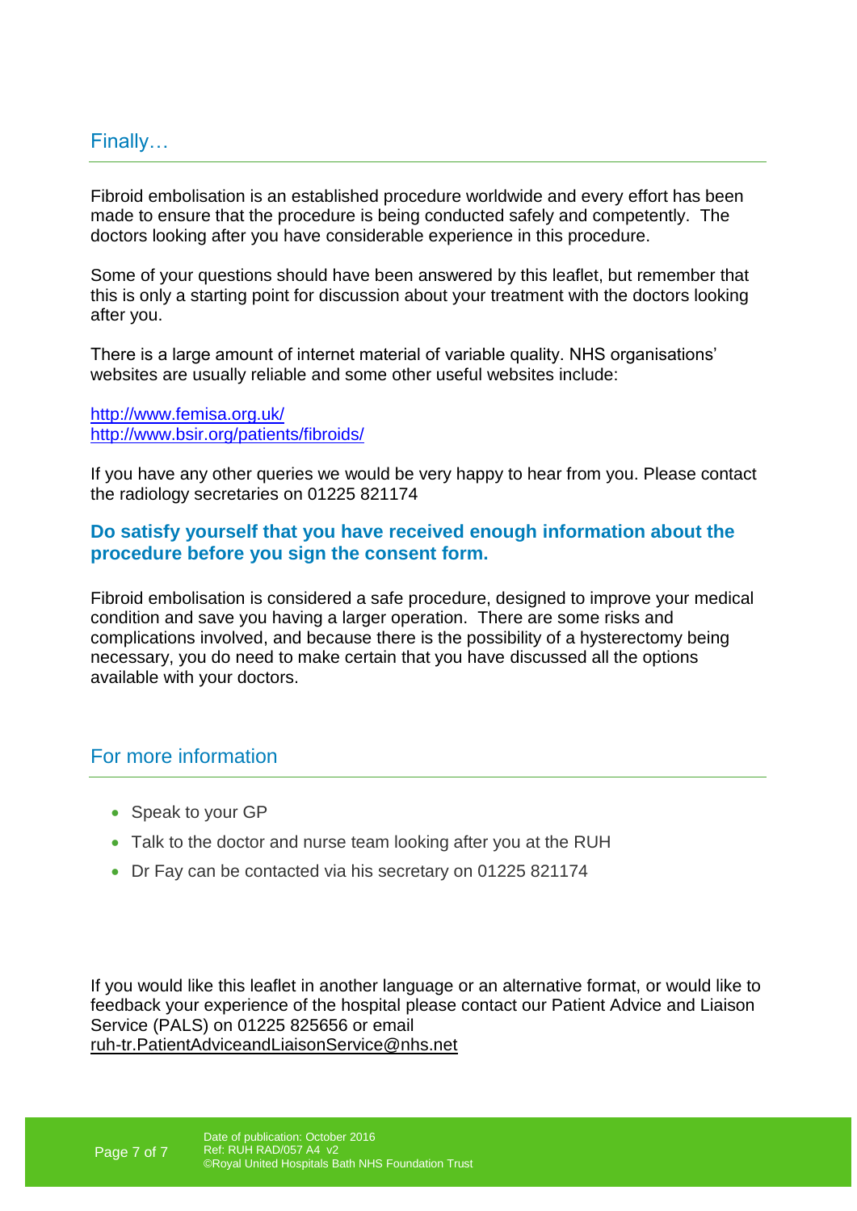## Finally…

Fibroid embolisation is an established procedure worldwide and every effort has been made to ensure that the procedure is being conducted safely and competently. The doctors looking after you have considerable experience in this procedure.

Some of your questions should have been answered by this leaflet, but remember that this is only a starting point for discussion about your treatment with the doctors looking after you.

There is a large amount of internet material of variable quality. NHS organisations' websites are usually reliable and some other useful websites include:

http://www.femisa.org.uk/
http://www.bsir.org/patients/fibroids/

If you have any other queries we would be very happy to hear from you. Please contact the radiology secretaries on 01225 821174

**Do satisfy yourself that you have received enough information about the procedure before you sign the consent form.**

Fibroid embolisation is considered a safe procedure, designed to improve your medical condition and save you having a larger operation. There are some risks and complications involved, and because there is the possibility of a hysterectomy being necessary, you do need to make certain that you have discussed all the options available with your doctors.

## For more information

- Speak to your GP
- Talk to the doctor and nurse team looking after you at the RUH
- Dr Fay can be contacted via his secretary on 01225 821174

If you would like this leaflet in another language or an alternative format, or would like to feedback your experience of the hospital please contact our Patient Advice and Liaison Service (PALS) on 01225 825656 or email ruh-tr.PatientAdviceandLiaisonService@nhs.net

Date of publication: October 2016
Ref: RUH RAD/057 A4 v2
©Royal United Hospitals Bath NHS Foundation Trust